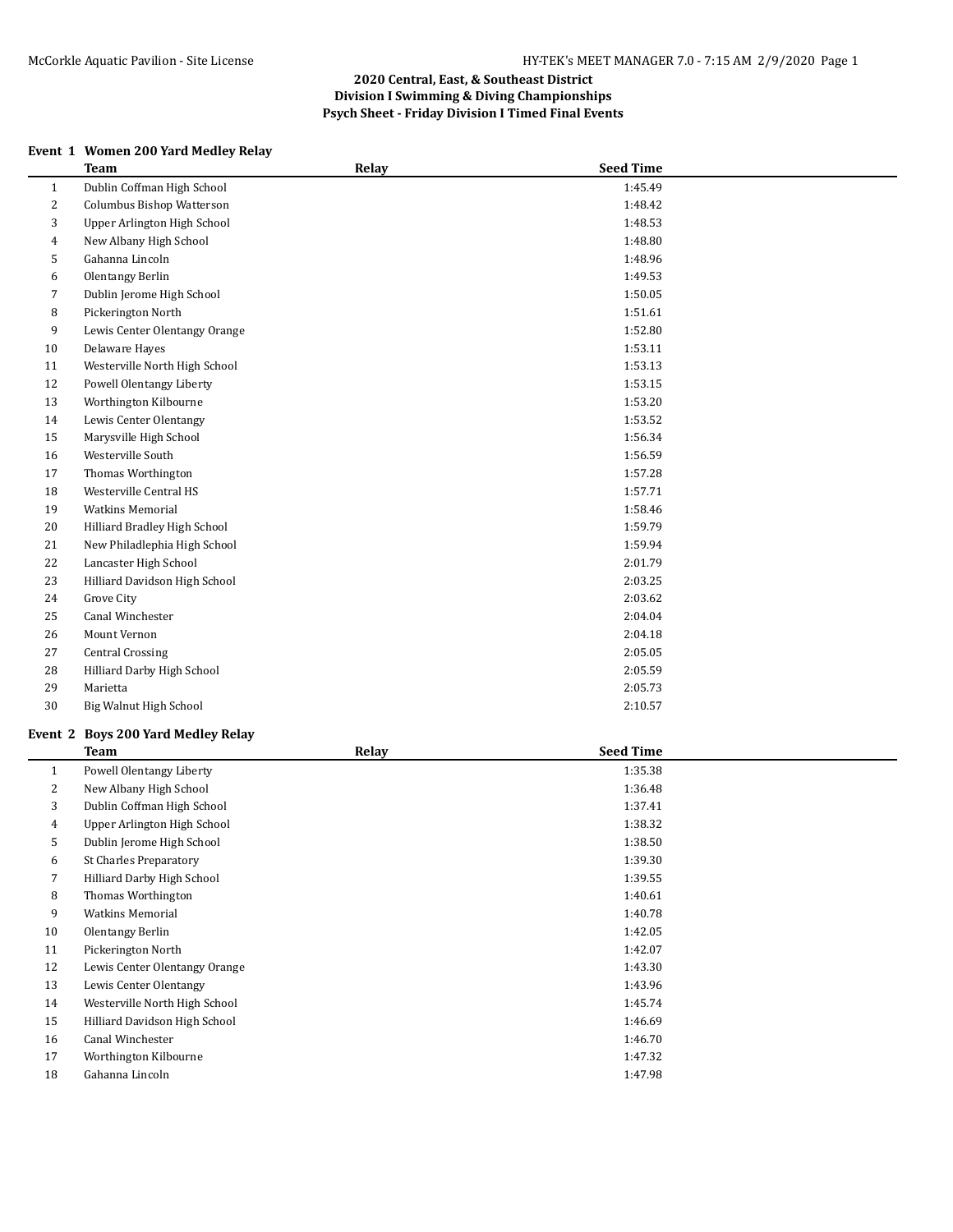# 2020 Central, East, & Southeast District
## Division I Swimming & Diving Championships
### Psych Sheet - Friday Division I Timed Final Events

**Event 1 Women 200 Yard Medley Relay**

| | Team | Relay | Seed Time |
|---|---|---|---|
| 1 | Dublin Coffman High School | | 1:45.49 |
| 2 | Columbus Bishop Watterson | | 1:48.42 |
| 3 | Upper Arlington High School | | 1:48.53 |
| 4 | New Albany High School | | 1:48.80 |
| 5 | Gahanna Lincoln | | 1:48.96 |
| 6 | Olentangy Berlin | | 1:49.53 |
| 7 | Dublin Jerome High School | | 1:50.05 |
| 8 | Pickerington North | | 1:51.61 |
| 9 | Lewis Center Olentangy Orange | | 1:52.80 |
| 10 | Delaware Hayes | | 1:53.11 |
| 11 | Westerville North High School | | 1:53.13 |
| 12 | Powell Olentangy Liberty | | 1:53.15 |
| 13 | Worthington Kilbourne | | 1:53.20 |
| 14 | Lewis Center Olentangy | | 1:53.52 |
| 15 | Marysville High School | | 1:56.34 |
| 16 | Westerville South | | 1:56.59 |
| 17 | Thomas Worthington | | 1:57.28 |
| 18 | Westerville Central HS | | 1:57.71 |
| 19 | Watkins Memorial | | 1:58.46 |
| 20 | Hilliard Bradley High School | | 1:59.79 |
| 21 | New Philadlephia High School | | 1:59.94 |
| 22 | Lancaster High School | | 2:01.79 |
| 23 | Hilliard Davidson High School | | 2:03.25 |
| 24 | Grove City | | 2:03.62 |
| 25 | Canal Winchester | | 2:04.04 |
| 26 | Mount Vernon | | 2:04.18 |
| 27 | Central Crossing | | 2:05.05 |
| 28 | Hilliard Darby High School | | 2:05.59 |
| 29 | Marietta | | 2:05.73 |
| 30 | Big Walnut High School | | 2:10.57 |

**Event 2 Boys 200 Yard Medley Relay**

| | Team | Relay | Seed Time |
|---|---|---|---|
| 1 | Powell Olentangy Liberty | | 1:35.38 |
| 2 | New Albany High School | | 1:36.48 |
| 3 | Dublin Coffman High School | | 1:37.41 |
| 4 | Upper Arlington High School | | 1:38.32 |
| 5 | Dublin Jerome High School | | 1:38.50 |
| 6 | St Charles Preparatory | | 1:39.30 |
| 7 | Hilliard Darby High School | | 1:39.55 |
| 8 | Thomas Worthington | | 1:40.61 |
| 9 | Watkins Memorial | | 1:40.78 |
| 10 | Olentangy Berlin | | 1:42.05 |
| 11 | Pickerington North | | 1:42.07 |
| 12 | Lewis Center Olentangy Orange | | 1:43.30 |
| 13 | Lewis Center Olentangy | | 1:43.96 |
| 14 | Westerville North High School | | 1:45.74 |
| 15 | Hilliard Davidson High School | | 1:46.69 |
| 16 | Canal Winchester | | 1:46.70 |
| 17 | Worthington Kilbourne | | 1:47.32 |
| 18 | Gahanna Lincoln | | 1:47.98 |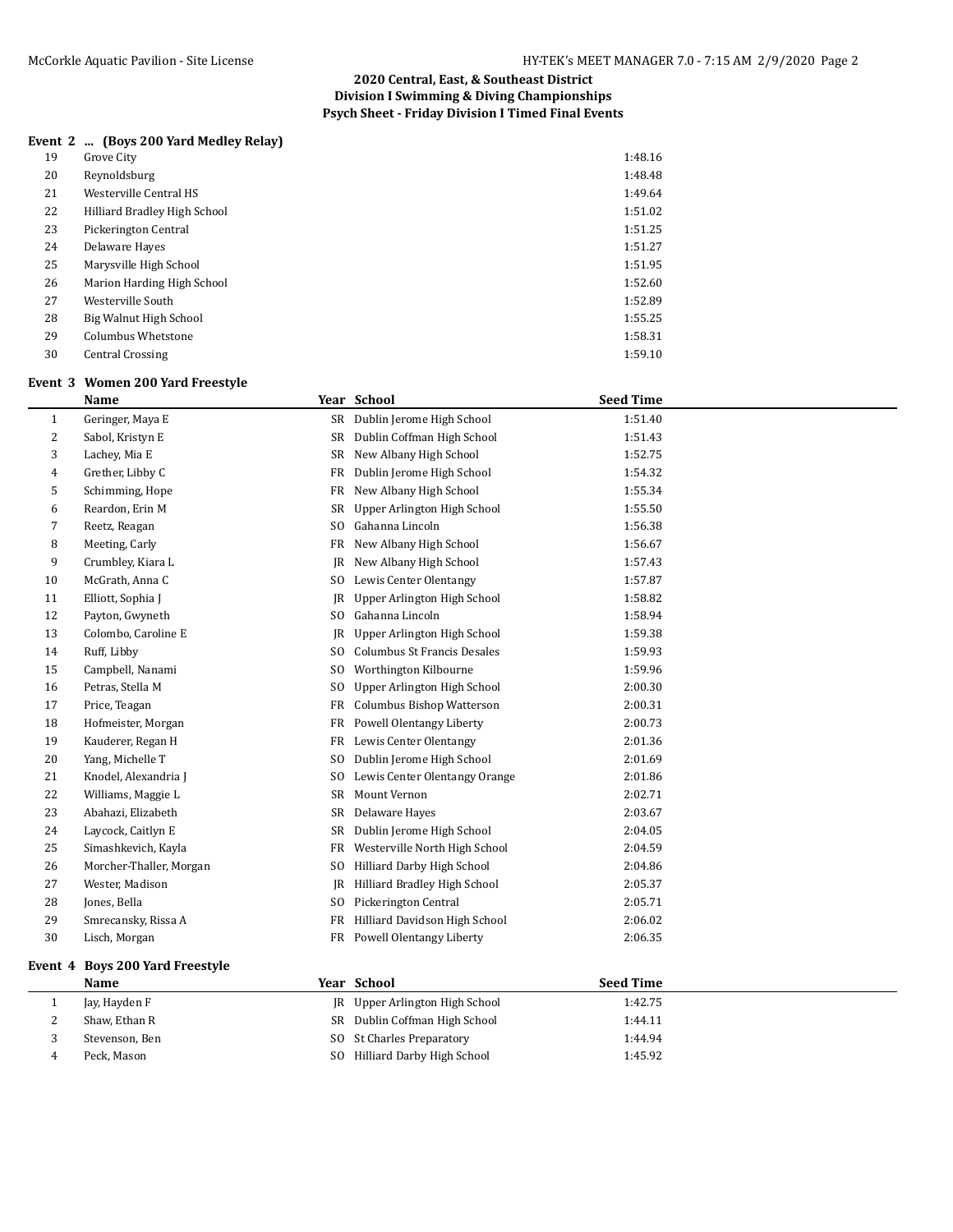## 2020 Central, East, & Southeast District
## Division I Swimming & Diving Championships
## Psych Sheet - Friday Division I Timed Final Events

### Event 2 ... (Boys 200 Yard Medley Relay)

| | | |
|---|---|---|
| 19 | Grove City | 1:48.16 |
| 20 | Reynoldsburg | 1:48.48 |
| 21 | Westerville Central HS | 1:49.64 |
| 22 | Hilliard Bradley High School | 1:51.02 |
| 23 | Pickerington Central | 1:51.25 |
| 24 | Delaware Hayes | 1:51.27 |
| 25 | Marysville High School | 1:51.95 |
| 26 | Marion Harding High School | 1:52.60 |
| 27 | Westerville South | 1:52.89 |
| 28 | Big Walnut High School | 1:55.25 |
| 29 | Columbus Whetstone | 1:58.31 |
| 30 | Central Crossing | 1:59.10 |

### Event 3 Women 200 Yard Freestyle

| | Name | Year | School | Seed Time |
|---|---|---|---|---|
| 1 | Geringer, Maya E | SR | Dublin Jerome High School | 1:51.40 |
| 2 | Sabol, Kristyn E | SR | Dublin Coffman High School | 1:51.43 |
| 3 | Lachey, Mia E | SR | New Albany High School | 1:52.75 |
| 4 | Grether, Libby C | FR | Dublin Jerome High School | 1:54.32 |
| 5 | Schimming, Hope | FR | New Albany High School | 1:55.34 |
| 6 | Reardon, Erin M | SR | Upper Arlington High School | 1:55.50 |
| 7 | Reetz, Reagan | SO | Gahanna Lincoln | 1:56.38 |
| 8 | Meeting, Carly | FR | New Albany High School | 1:56.67 |
| 9 | Crumbley, Kiara L | JR | New Albany High School | 1:57.43 |
| 10 | McGrath, Anna C | SO | Lewis Center Olentangy | 1:57.87 |
| 11 | Elliott, Sophia J | JR | Upper Arlington High School | 1:58.82 |
| 12 | Payton, Gwyneth | SO | Gahanna Lincoln | 1:58.94 |
| 13 | Colombo, Caroline E | JR | Upper Arlington High School | 1:59.38 |
| 14 | Ruff, Libby | SO | Columbus St Francis Desales | 1:59.93 |
| 15 | Campbell, Nanami | SO | Worthington Kilbourne | 1:59.96 |
| 16 | Petras, Stella M | SO | Upper Arlington High School | 2:00.30 |
| 17 | Price, Teagan | FR | Columbus Bishop Watterson | 2:00.31 |
| 18 | Hofmeister, Morgan | FR | Powell Olentangy Liberty | 2:00.73 |
| 19 | Kauderer, Regan H | FR | Lewis Center Olentangy | 2:01.36 |
| 20 | Yang, Michelle T | SO | Dublin Jerome High School | 2:01.69 |
| 21 | Knodel, Alexandria J | SO | Lewis Center Olentangy Orange | 2:01.86 |
| 22 | Williams, Maggie L | SR | Mount Vernon | 2:02.71 |
| 23 | Abahazi, Elizabeth | SR | Delaware Hayes | 2:03.67 |
| 24 | Laycock, Caitlyn E | SR | Dublin Jerome High School | 2:04.05 |
| 25 | Simashkevich, Kayla | FR | Westerville North High School | 2:04.59 |
| 26 | Morcher-Thaller, Morgan | SO | Hilliard Darby High School | 2:04.86 |
| 27 | Wester, Madison | JR | Hilliard Bradley High School | 2:05.37 |
| 28 | Jones, Bella | SO | Pickerington Central | 2:05.71 |
| 29 | Smrecansky, Rissa A | FR | Hilliard Davidson High School | 2:06.02 |
| 30 | Lisch, Morgan | FR | Powell Olentangy Liberty | 2:06.35 |

### Event 4 Boys 200 Yard Freestyle

| | Name | Year | School | Seed Time |
|---|---|---|---|---|
| 1 | Jay, Hayden F | JR | Upper Arlington High School | 1:42.75 |
| 2 | Shaw, Ethan R | SR | Dublin Coffman High School | 1:44.11 |
| 3 | Stevenson, Ben | SO | St Charles Preparatory | 1:44.94 |
| 4 | Peck, Mason | SO | Hilliard Darby High School | 1:45.92 |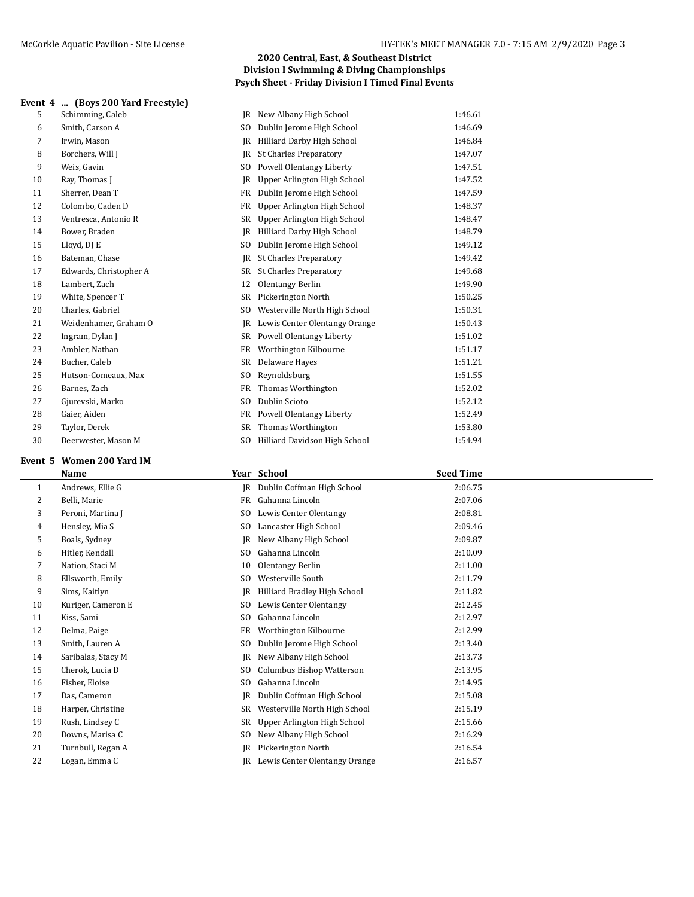## 2020 Central, East, & Southeast District
## Division I Swimming & Diving Championships
## Psych Sheet - Friday Division I Timed Final Events

### Event 4 ... (Boys 200 Yard Freestyle)

| | Name | Year | School | Seed Time |
|---|---|---|---|---|
| 5 | Schimming, Caleb | JR | New Albany High School | 1:46.61 |
| 6 | Smith, Carson A | SO | Dublin Jerome High School | 1:46.69 |
| 7 | Irwin, Mason | JR | Hilliard Darby High School | 1:46.84 |
| 8 | Borchers, Will J | JR | St Charles Preparatory | 1:47.07 |
| 9 | Weis, Gavin | SO | Powell Olentangy Liberty | 1:47.51 |
| 10 | Ray, Thomas J | JR | Upper Arlington High School | 1:47.52 |
| 11 | Sherrer, Dean T | FR | Dublin Jerome High School | 1:47.59 |
| 12 | Colombo, Caden D | FR | Upper Arlington High School | 1:48.37 |
| 13 | Ventresca, Antonio R | SR | Upper Arlington High School | 1:48.47 |
| 14 | Bower, Braden | JR | Hilliard Darby High School | 1:48.79 |
| 15 | Lloyd, DJ E | SO | Dublin Jerome High School | 1:49.12 |
| 16 | Bateman, Chase | JR | St Charles Preparatory | 1:49.42 |
| 17 | Edwards, Christopher A | SR | St Charles Preparatory | 1:49.68 |
| 18 | Lambert, Zach | 12 | Olentangy Berlin | 1:49.90 |
| 19 | White, Spencer T | SR | Pickerington North | 1:50.25 |
| 20 | Charles, Gabriel | SO | Westerville North High School | 1:50.31 |
| 21 | Weidenhamer, Graham O | JR | Lewis Center Olentangy Orange | 1:50.43 |
| 22 | Ingram, Dylan J | SR | Powell Olentangy Liberty | 1:51.02 |
| 23 | Ambler, Nathan | FR | Worthington Kilbourne | 1:51.17 |
| 24 | Bucher, Caleb | SR | Delaware Hayes | 1:51.21 |
| 25 | Hutson-Comeaux, Max | SO | Reynoldsburg | 1:51.55 |
| 26 | Barnes, Zach | FR | Thomas Worthington | 1:52.02 |
| 27 | Gjurevski, Marko | SO | Dublin Scioto | 1:52.12 |
| 28 | Gaier, Aiden | FR | Powell Olentangy Liberty | 1:52.49 |
| 29 | Taylor, Derek | SR | Thomas Worthington | 1:53.80 |
| 30 | Deerwester, Mason M | SO | Hilliard Davidson High School | 1:54.94 |

### Event 5 Women 200 Yard IM

| | Name | Year | School | Seed Time |
|---|---|---|---|---|
| 1 | Andrews, Ellie G | JR | Dublin Coffman High School | 2:06.75 |
| 2 | Belli, Marie | FR | Gahanna Lincoln | 2:07.06 |
| 3 | Peroni, Martina J | SO | Lewis Center Olentangy | 2:08.81 |
| 4 | Hensley, Mia S | SO | Lancaster High School | 2:09.46 |
| 5 | Boals, Sydney | JR | New Albany High School | 2:09.87 |
| 6 | Hitler, Kendall | SO | Gahanna Lincoln | 2:10.09 |
| 7 | Nation, Staci M | 10 | Olentangy Berlin | 2:11.00 |
| 8 | Ellsworth, Emily | SO | Westerville South | 2:11.79 |
| 9 | Sims, Kaitlyn | JR | Hilliard Bradley High School | 2:11.82 |
| 10 | Kuriger, Cameron E | SO | Lewis Center Olentangy | 2:12.45 |
| 11 | Kiss, Sami | SO | Gahanna Lincoln | 2:12.97 |
| 12 | Delma, Paige | FR | Worthington Kilbourne | 2:12.99 |
| 13 | Smith, Lauren A | SO | Dublin Jerome High School | 2:13.40 |
| 14 | Saribalas, Stacy M | JR | New Albany High School | 2:13.73 |
| 15 | Cherok, Lucia D | SO | Columbus Bishop Watterson | 2:13.95 |
| 16 | Fisher, Eloise | SO | Gahanna Lincoln | 2:14.95 |
| 17 | Das, Cameron | JR | Dublin Coffman High School | 2:15.08 |
| 18 | Harper, Christine | SR | Westerville North High School | 2:15.19 |
| 19 | Rush, Lindsey C | SR | Upper Arlington High School | 2:15.66 |
| 20 | Downs, Marisa C | SO | New Albany High School | 2:16.29 |
| 21 | Turnbull, Regan A | JR | Pickerington North | 2:16.54 |
| 22 | Logan, Emma C | JR | Lewis Center Olentangy Orange | 2:16.57 |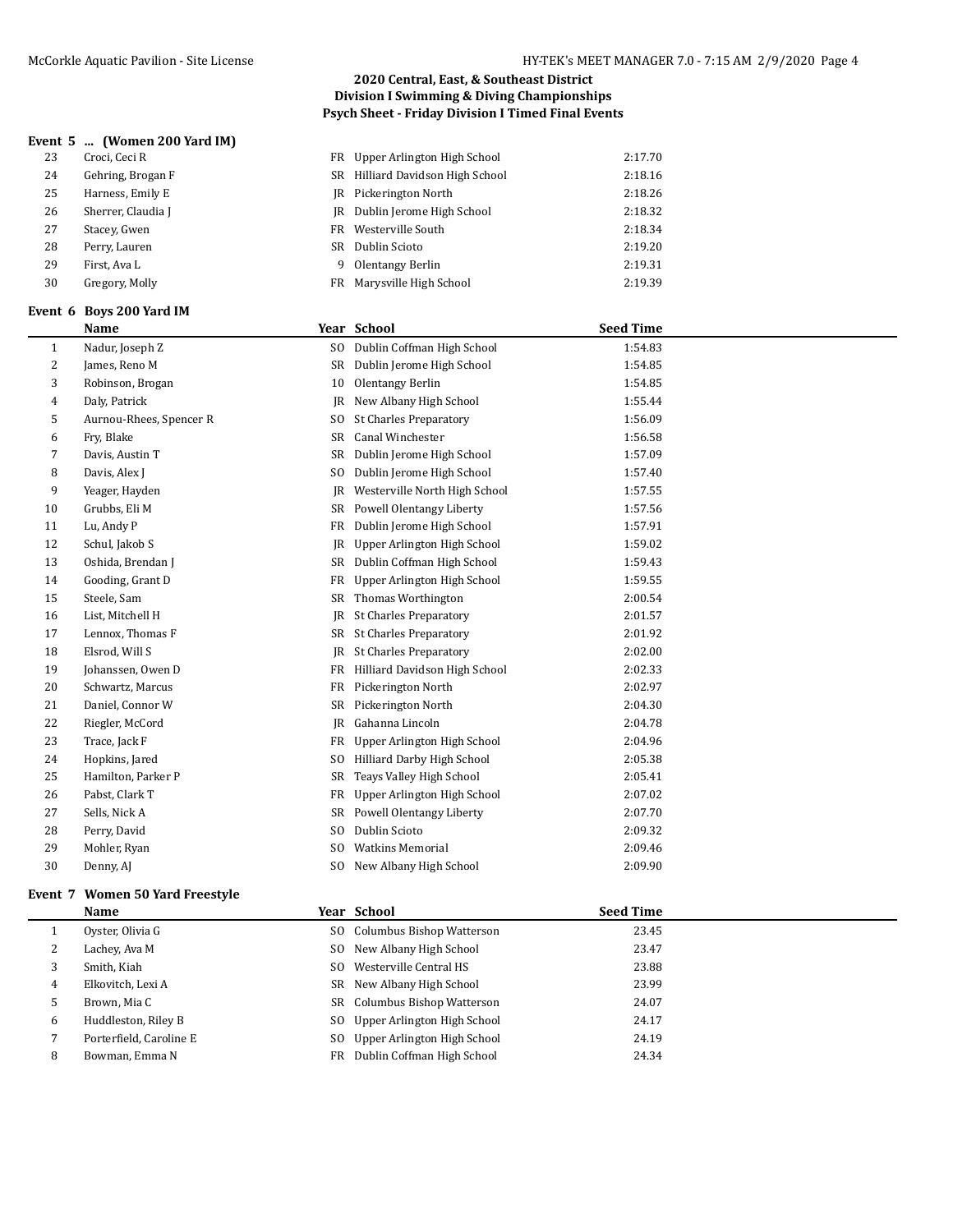## 2020 Central, East, & Southeast District
## Division I Swimming & Diving Championships
## Psych Sheet - Friday Division I Timed Final Events

### Event 5 ... (Women 200 Yard IM)

| | Name | Year | School | Seed Time |
|---|---|---|---|---|
| 23 | Croci, Ceci R | FR | Upper Arlington High School | 2:17.70 |
| 24 | Gehring, Brogan F | SR | Hilliard Davidson High School | 2:18.16 |
| 25 | Harness, Emily E | JR | Pickerington North | 2:18.26 |
| 26 | Sherrer, Claudia J | JR | Dublin Jerome High School | 2:18.32 |
| 27 | Stacey, Gwen | FR | Westerville South | 2:18.34 |
| 28 | Perry, Lauren | SR | Dublin Scioto | 2:19.20 |
| 29 | First, Ava L | 9 | Olentangy Berlin | 2:19.31 |
| 30 | Gregory, Molly | FR | Marysville High School | 2:19.39 |

### Event 6 Boys 200 Yard IM

| | Name | Year | School | Seed Time |
|---|---|---|---|---|
| 1 | Nadur, Joseph Z | SO | Dublin Coffman High School | 1:54.83 |
| 2 | James, Reno M | SR | Dublin Jerome High School | 1:54.85 |
| 3 | Robinson, Brogan | 10 | Olentangy Berlin | 1:54.85 |
| 4 | Daly, Patrick | JR | New Albany High School | 1:55.44 |
| 5 | Aurnou-Rhees, Spencer R | SO | St Charles Preparatory | 1:56.09 |
| 6 | Fry, Blake | SR | Canal Winchester | 1:56.58 |
| 7 | Davis, Austin T | SR | Dublin Jerome High School | 1:57.09 |
| 8 | Davis, Alex J | SO | Dublin Jerome High School | 1:57.40 |
| 9 | Yeager, Hayden | JR | Westerville North High School | 1:57.55 |
| 10 | Grubbs, Eli M | SR | Powell Olentangy Liberty | 1:57.56 |
| 11 | Lu, Andy P | FR | Dublin Jerome High School | 1:57.91 |
| 12 | Schul, Jakob S | JR | Upper Arlington High School | 1:59.02 |
| 13 | Oshida, Brendan J | SR | Dublin Coffman High School | 1:59.43 |
| 14 | Gooding, Grant D | FR | Upper Arlington High School | 1:59.55 |
| 15 | Steele, Sam | SR | Thomas Worthington | 2:00.54 |
| 16 | List, Mitchell H | JR | St Charles Preparatory | 2:01.57 |
| 17 | Lennox, Thomas F | SR | St Charles Preparatory | 2:01.92 |
| 18 | Elsrod, Will S | JR | St Charles Preparatory | 2:02.00 |
| 19 | Johanssen, Owen D | FR | Hilliard Davidson High School | 2:02.33 |
| 20 | Schwartz, Marcus | FR | Pickerington North | 2:02.97 |
| 21 | Daniel, Connor W | SR | Pickerington North | 2:04.30 |
| 22 | Riegler, McCord | JR | Gahanna Lincoln | 2:04.78 |
| 23 | Trace, Jack F | FR | Upper Arlington High School | 2:04.96 |
| 24 | Hopkins, Jared | SO | Hilliard Darby High School | 2:05.38 |
| 25 | Hamilton, Parker P | SR | Teays Valley High School | 2:05.41 |
| 26 | Pabst, Clark T | FR | Upper Arlington High School | 2:07.02 |
| 27 | Sells, Nick A | SR | Powell Olentangy Liberty | 2:07.70 |
| 28 | Perry, David | SO | Dublin Scioto | 2:09.32 |
| 29 | Mohler, Ryan | SO | Watkins Memorial | 2:09.46 |
| 30 | Denny, AJ | SO | New Albany High School | 2:09.90 |

### Event 7 Women 50 Yard Freestyle

| | Name | Year | School | Seed Time |
|---|---|---|---|---|
| 1 | Oyster, Olivia G | SO | Columbus Bishop Watterson | 23.45 |
| 2 | Lachey, Ava M | SO | New Albany High School | 23.47 |
| 3 | Smith, Kiah | SO | Westerville Central HS | 23.88 |
| 4 | Elkovitch, Lexi A | SR | New Albany High School | 23.99 |
| 5 | Brown, Mia C | SR | Columbus Bishop Watterson | 24.07 |
| 6 | Huddleston, Riley B | SO | Upper Arlington High School | 24.17 |
| 7 | Porterfield, Caroline E | SO | Upper Arlington High School | 24.19 |
| 8 | Bowman, Emma N | FR | Dublin Coffman High School | 24.34 |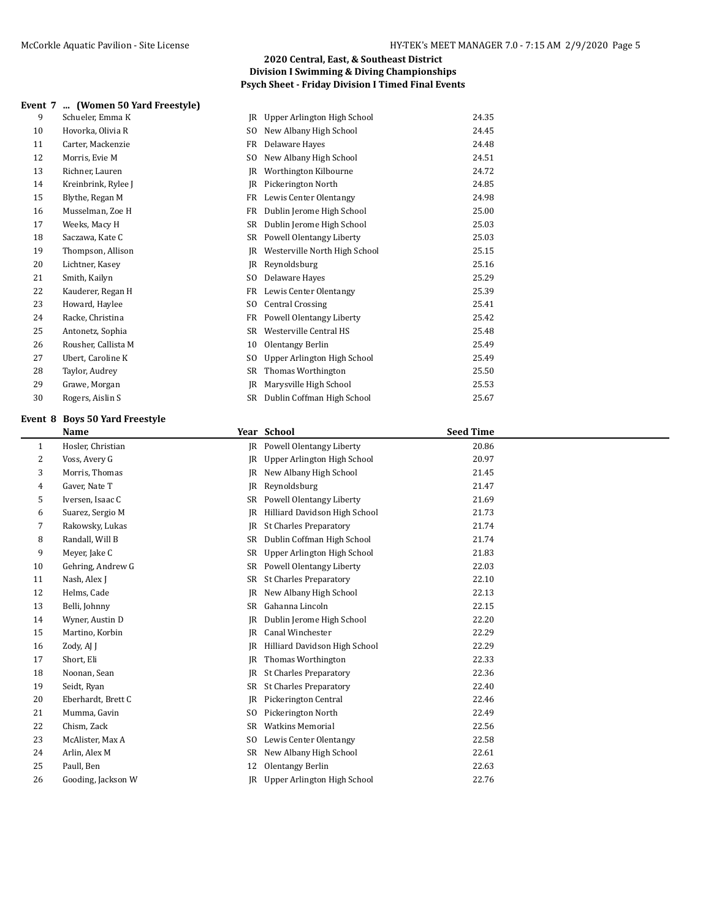## 2020 Central, East, & Southeast District
## Division I Swimming & Diving Championships
## Psych Sheet - Friday Division I Timed Final Events

### Event 7 ... (Women 50 Yard Freestyle)

| | Name | Year | School | Seed Time |
|---|---|---|---|---|
| 9 | Schueler, Emma K | JR | Upper Arlington High School | 24.35 |
| 10 | Hovorka, Olivia R | SO | New Albany High School | 24.45 |
| 11 | Carter, Mackenzie | FR | Delaware Hayes | 24.48 |
| 12 | Morris, Evie M | SO | New Albany High School | 24.51 |
| 13 | Richner, Lauren | JR | Worthington Kilbourne | 24.72 |
| 14 | Kreinbrink, Rylee J | JR | Pickerington North | 24.85 |
| 15 | Blythe, Regan M | FR | Lewis Center Olentangy | 24.98 |
| 16 | Musselman, Zoe H | FR | Dublin Jerome High School | 25.00 |
| 17 | Weeks, Macy H | SR | Dublin Jerome High School | 25.03 |
| 18 | Saczawa, Kate C | SR | Powell Olentangy Liberty | 25.03 |
| 19 | Thompson, Allison | JR | Westerville North High School | 25.15 |
| 20 | Lichtner, Kasey | JR | Reynoldsburg | 25.16 |
| 21 | Smith, Kailyn | SO | Delaware Hayes | 25.29 |
| 22 | Kauderer, Regan H | FR | Lewis Center Olentangy | 25.39 |
| 23 | Howard, Haylee | SO | Central Crossing | 25.41 |
| 24 | Racke, Christina | FR | Powell Olentangy Liberty | 25.42 |
| 25 | Antonetz, Sophia | SR | Westerville Central HS | 25.48 |
| 26 | Rousher, Callista M | 10 | Olentangy Berlin | 25.49 |
| 27 | Ubert, Caroline K | SO | Upper Arlington High School | 25.49 |
| 28 | Taylor, Audrey | SR | Thomas Worthington | 25.50 |
| 29 | Grawe, Morgan | JR | Marysville High School | 25.53 |
| 30 | Rogers, Aislin S | SR | Dublin Coffman High School | 25.67 |

### Event 8 Boys 50 Yard Freestyle

| | Name | Year | School | Seed Time |
|---|---|---|---|---|
| 1 | Hosler, Christian | JR | Powell Olentangy Liberty | 20.86 |
| 2 | Voss, Avery G | JR | Upper Arlington High School | 20.97 |
| 3 | Morris, Thomas | JR | New Albany High School | 21.45 |
| 4 | Gaver, Nate T | JR | Reynoldsburg | 21.47 |
| 5 | Iversen, Isaac C | SR | Powell Olentangy Liberty | 21.69 |
| 6 | Suarez, Sergio M | JR | Hilliard Davidson High School | 21.73 |
| 7 | Rakowsky, Lukas | JR | St Charles Preparatory | 21.74 |
| 8 | Randall, Will B | SR | Dublin Coffman High School | 21.74 |
| 9 | Meyer, Jake C | SR | Upper Arlington High School | 21.83 |
| 10 | Gehring, Andrew G | SR | Powell Olentangy Liberty | 22.03 |
| 11 | Nash, Alex J | SR | St Charles Preparatory | 22.10 |
| 12 | Helms, Cade | JR | New Albany High School | 22.13 |
| 13 | Belli, Johnny | SR | Gahanna Lincoln | 22.15 |
| 14 | Wyner, Austin D | JR | Dublin Jerome High School | 22.20 |
| 15 | Martino, Korbin | JR | Canal Winchester | 22.29 |
| 16 | Zody, AJ J | JR | Hilliard Davidson High School | 22.29 |
| 17 | Short, Eli | JR | Thomas Worthington | 22.33 |
| 18 | Noonan, Sean | JR | St Charles Preparatory | 22.36 |
| 19 | Seidt, Ryan | SR | St Charles Preparatory | 22.40 |
| 20 | Eberhardt, Brett C | JR | Pickerington Central | 22.46 |
| 21 | Mumma, Gavin | SO | Pickerington North | 22.49 |
| 22 | Chism, Zack | SR | Watkins Memorial | 22.56 |
| 23 | McAlister, Max A | SO | Lewis Center Olentangy | 22.58 |
| 24 | Arlin, Alex M | SR | New Albany High School | 22.61 |
| 25 | Paull, Ben | 12 | Olentangy Berlin | 22.63 |
| 26 | Gooding, Jackson W | JR | Upper Arlington High School | 22.76 |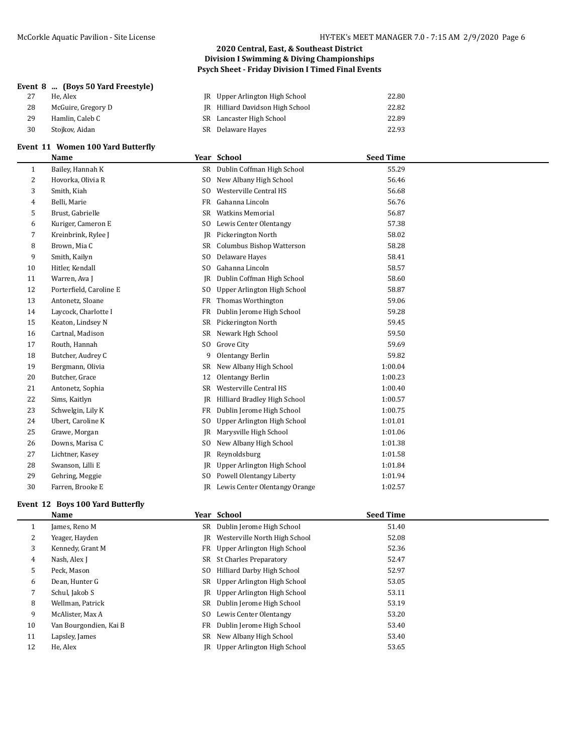# 2020 Central, East, & Southeast District
## Division I Swimming & Diving Championships
### Psych Sheet - Friday Division I Timed Final Events

**Event 8 ... (Boys 50 Yard Freestyle)**

| | Name | Year | School | Seed Time |
|---|---|---|---|---|
| 27 | He, Alex | JR | Upper Arlington High School | 22.80 |
| 28 | McGuire, Gregory D | JR | Hilliard Davidson High School | 22.82 |
| 29 | Hamlin, Caleb C | SR | Lancaster High School | 22.89 |
| 30 | Stojkov, Aidan | SR | Delaware Hayes | 22.93 |

**Event 11 Women 100 Yard Butterfly**

| | Name | Year | School | Seed Time |
|---|---|---|---|---|
| 1 | Bailey, Hannah K | SR | Dublin Coffman High School | 55.29 |
| 2 | Hovorka, Olivia R | SO | New Albany High School | 56.46 |
| 3 | Smith, Kiah | SO | Westerville Central HS | 56.68 |
| 4 | Belli, Marie | FR | Gahanna Lincoln | 56.76 |
| 5 | Brust, Gabrielle | SR | Watkins Memorial | 56.87 |
| 6 | Kuriger, Cameron E | SO | Lewis Center Olentangy | 57.38 |
| 7 | Kreinbrink, Rylee J | JR | Pickerington North | 58.02 |
| 8 | Brown, Mia C | SR | Columbus Bishop Watterson | 58.28 |
| 9 | Smith, Kailyn | SO | Delaware Hayes | 58.41 |
| 10 | Hitler, Kendall | SO | Gahanna Lincoln | 58.57 |
| 11 | Warren, Ava J | JR | Dublin Coffman High School | 58.60 |
| 12 | Porterfield, Caroline E | SO | Upper Arlington High School | 58.87 |
| 13 | Antonetz, Sloane | FR | Thomas Worthington | 59.06 |
| 14 | Laycock, Charlotte I | FR | Dublin Jerome High School | 59.28 |
| 15 | Keaton, Lindsey N | SR | Pickerington North | 59.45 |
| 16 | Cartnal, Madison | SR | Newark Hgh School | 59.50 |
| 17 | Routh, Hannah | SO | Grove City | 59.69 |
| 18 | Butcher, Audrey C | 9 | Olentangy Berlin | 59.82 |
| 19 | Bergmann, Olivia | SR | New Albany High School | 1:00.04 |
| 20 | Butcher, Grace | 12 | Olentangy Berlin | 1:00.23 |
| 21 | Antonetz, Sophia | SR | Westerville Central HS | 1:00.40 |
| 22 | Sims, Kaitlyn | JR | Hilliard Bradley High School | 1:00.57 |
| 23 | Schwelgin, Lily K | FR | Dublin Jerome High School | 1:00.75 |
| 24 | Ubert, Caroline K | SO | Upper Arlington High School | 1:01.01 |
| 25 | Grawe, Morgan | JR | Marysville High School | 1:01.06 |
| 26 | Downs, Marisa C | SO | New Albany High School | 1:01.38 |
| 27 | Lichtner, Kasey | JR | Reynoldsburg | 1:01.58 |
| 28 | Swanson, Lilli E | JR | Upper Arlington High School | 1:01.84 |
| 29 | Gehring, Meggie | SO | Powell Olentangy Liberty | 1:01.94 |
| 30 | Farren, Brooke E | JR | Lewis Center Olentangy Orange | 1:02.57 |

**Event 12 Boys 100 Yard Butterfly**

| | Name | Year | School | Seed Time |
|---|---|---|---|---|
| 1 | James, Reno M | SR | Dublin Jerome High School | 51.40 |
| 2 | Yeager, Hayden | JR | Westerville North High School | 52.08 |
| 3 | Kennedy, Grant M | FR | Upper Arlington High School | 52.36 |
| 4 | Nash, Alex J | SR | St Charles Preparatory | 52.47 |
| 5 | Peck, Mason | SO | Hilliard Darby High School | 52.97 |
| 6 | Dean, Hunter G | SR | Upper Arlington High School | 53.05 |
| 7 | Schul, Jakob S | JR | Upper Arlington High School | 53.11 |
| 8 | Wellman, Patrick | SR | Dublin Jerome High School | 53.19 |
| 9 | McAlister, Max A | SO | Lewis Center Olentangy | 53.20 |
| 10 | Van Bourgondien, Kai B | FR | Dublin Jerome High School | 53.40 |
| 11 | Lapsley, James | SR | New Albany High School | 53.40 |
| 12 | He, Alex | JR | Upper Arlington High School | 53.65 |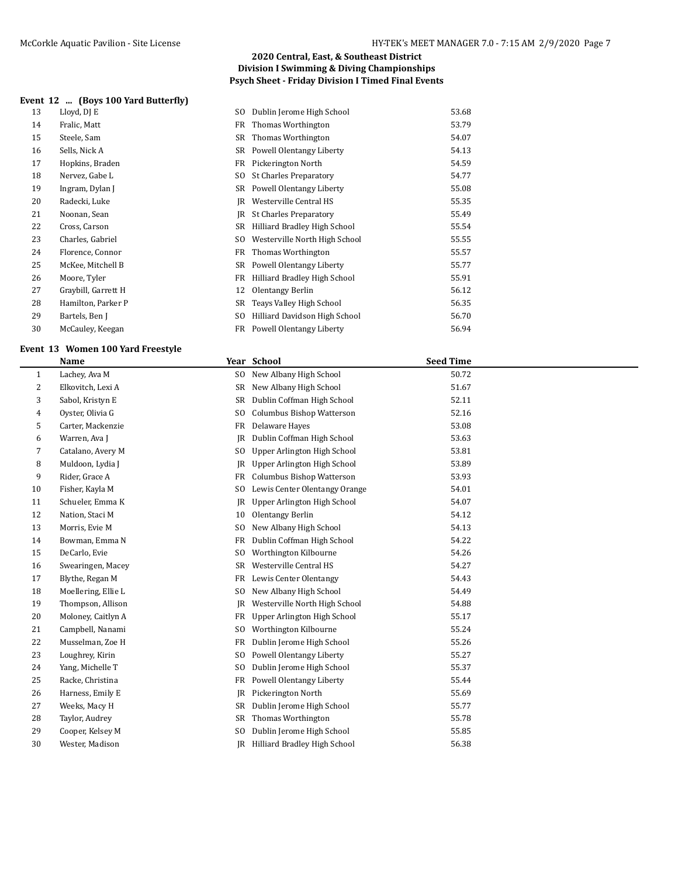## 2020 Central, East, & Southeast District
## Division I Swimming & Diving Championships
## Psych Sheet - Friday Division I Timed Final Events

### Event 12 ... (Boys 100 Yard Butterfly)

| | Name | Year | School | Seed Time |
|---|---|---|---|---|
| 13 | Lloyd, DJ E | SO | Dublin Jerome High School | 53.68 |
| 14 | Fralic, Matt | FR | Thomas Worthington | 53.79 |
| 15 | Steele, Sam | SR | Thomas Worthington | 54.07 |
| 16 | Sells, Nick A | SR | Powell Olentangy Liberty | 54.13 |
| 17 | Hopkins, Braden | FR | Pickerington North | 54.59 |
| 18 | Nervez, Gabe L | SO | St Charles Preparatory | 54.77 |
| 19 | Ingram, Dylan J | SR | Powell Olentangy Liberty | 55.08 |
| 20 | Radecki, Luke | JR | Westerville Central HS | 55.35 |
| 21 | Noonan, Sean | JR | St Charles Preparatory | 55.49 |
| 22 | Cross, Carson | SR | Hilliard Bradley High School | 55.54 |
| 23 | Charles, Gabriel | SO | Westerville North High School | 55.55 |
| 24 | Florence, Connor | FR | Thomas Worthington | 55.57 |
| 25 | McKee, Mitchell B | SR | Powell Olentangy Liberty | 55.77 |
| 26 | Moore, Tyler | FR | Hilliard Bradley High School | 55.91 |
| 27 | Graybill, Garrett H | 12 | Olentangy Berlin | 56.12 |
| 28 | Hamilton, Parker P | SR | Teays Valley High School | 56.35 |
| 29 | Bartels, Ben J | SO | Hilliard Davidson High School | 56.70 |
| 30 | McCauley, Keegan | FR | Powell Olentangy Liberty | 56.94 |

### Event 13 Women 100 Yard Freestyle

| | Name | Year | School | Seed Time |
|---|---|---|---|---|
| 1 | Lachey, Ava M | SO | New Albany High School | 50.72 |
| 2 | Elkovitch, Lexi A | SR | New Albany High School | 51.67 |
| 3 | Sabol, Kristyn E | SR | Dublin Coffman High School | 52.11 |
| 4 | Oyster, Olivia G | SO | Columbus Bishop Watterson | 52.16 |
| 5 | Carter, Mackenzie | FR | Delaware Hayes | 53.08 |
| 6 | Warren, Ava J | JR | Dublin Coffman High School | 53.63 |
| 7 | Catalano, Avery M | SO | Upper Arlington High School | 53.81 |
| 8 | Muldoon, Lydia J | JR | Upper Arlington High School | 53.89 |
| 9 | Rider, Grace A | FR | Columbus Bishop Watterson | 53.93 |
| 10 | Fisher, Kayla M | SO | Lewis Center Olentangy Orange | 54.01 |
| 11 | Schueler, Emma K | JR | Upper Arlington High School | 54.07 |
| 12 | Nation, Staci M | 10 | Olentangy Berlin | 54.12 |
| 13 | Morris, Evie M | SO | New Albany High School | 54.13 |
| 14 | Bowman, Emma N | FR | Dublin Coffman High School | 54.22 |
| 15 | DeCarlo, Evie | SO | Worthington Kilbourne | 54.26 |
| 16 | Swearingen, Macey | SR | Westerville Central HS | 54.27 |
| 17 | Blythe, Regan M | FR | Lewis Center Olentangy | 54.43 |
| 18 | Moellering, Ellie L | SO | New Albany High School | 54.49 |
| 19 | Thompson, Allison | JR | Westerville North High School | 54.88 |
| 20 | Moloney, Caitlyn A | FR | Upper Arlington High School | 55.17 |
| 21 | Campbell, Nanami | SO | Worthington Kilbourne | 55.24 |
| 22 | Musselman, Zoe H | FR | Dublin Jerome High School | 55.26 |
| 23 | Loughrey, Kirin | SO | Powell Olentangy Liberty | 55.27 |
| 24 | Yang, Michelle T | SO | Dublin Jerome High School | 55.37 |
| 25 | Racke, Christina | FR | Powell Olentangy Liberty | 55.44 |
| 26 | Harness, Emily E | JR | Pickerington North | 55.69 |
| 27 | Weeks, Macy H | SR | Dublin Jerome High School | 55.77 |
| 28 | Taylor, Audrey | SR | Thomas Worthington | 55.78 |
| 29 | Cooper, Kelsey M | SO | Dublin Jerome High School | 55.85 |
| 30 | Wester, Madison | JR | Hilliard Bradley High School | 56.38 |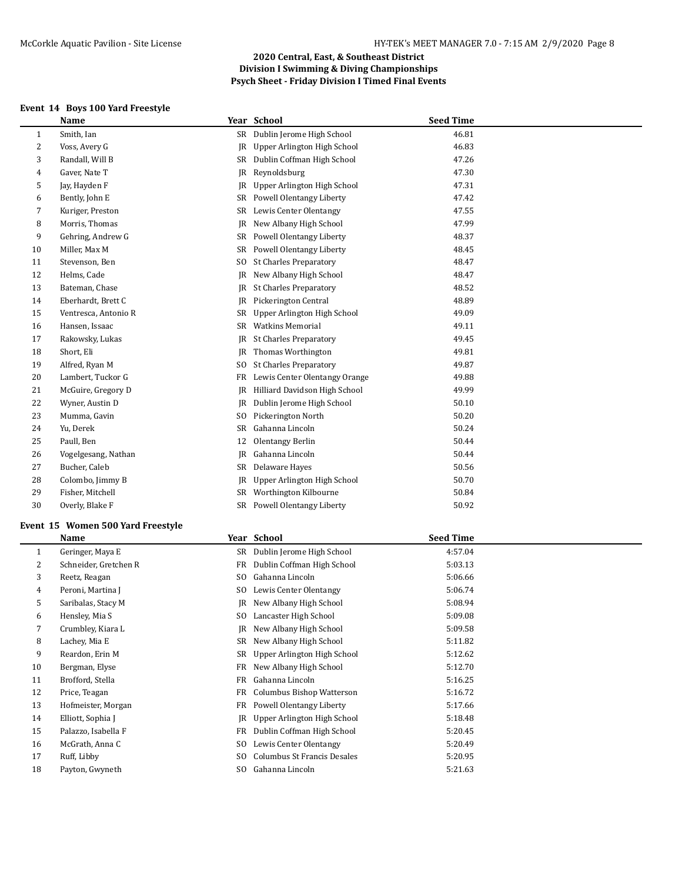# 2020 Central, East, & Southeast District
## Division I Swimming & Diving Championships
### Psych Sheet - Friday Division I Timed Final Events

**Event 14 Boys 100 Yard Freestyle**

| | Name | Year | School | Seed Time |
|---|---|---|---|---|
| 1 | Smith, Ian | SR | Dublin Jerome High School | 46.81 |
| 2 | Voss, Avery G | JR | Upper Arlington High School | 46.83 |
| 3 | Randall, Will B | SR | Dublin Coffman High School | 47.26 |
| 4 | Gaver, Nate T | JR | Reynoldsburg | 47.30 |
| 5 | Jay, Hayden F | JR | Upper Arlington High School | 47.31 |
| 6 | Bently, John E | SR | Powell Olentangy Liberty | 47.42 |
| 7 | Kuriger, Preston | SR | Lewis Center Olentangy | 47.55 |
| 8 | Morris, Thomas | JR | New Albany High School | 47.99 |
| 9 | Gehring, Andrew G | SR | Powell Olentangy Liberty | 48.37 |
| 10 | Miller, Max M | SR | Powell Olentangy Liberty | 48.45 |
| 11 | Stevenson, Ben | SO | St Charles Preparatory | 48.47 |
| 12 | Helms, Cade | JR | New Albany High School | 48.47 |
| 13 | Bateman, Chase | JR | St Charles Preparatory | 48.52 |
| 14 | Eberhardt, Brett C | JR | Pickerington Central | 48.89 |
| 15 | Ventresca, Antonio R | SR | Upper Arlington High School | 49.09 |
| 16 | Hansen, Issaac | SR | Watkins Memorial | 49.11 |
| 17 | Rakowsky, Lukas | JR | St Charles Preparatory | 49.45 |
| 18 | Short, Eli | JR | Thomas Worthington | 49.81 |
| 19 | Alfred, Ryan M | SO | St Charles Preparatory | 49.87 |
| 20 | Lambert, Tuckor G | FR | Lewis Center Olentangy Orange | 49.88 |
| 21 | McGuire, Gregory D | JR | Hilliard Davidson High School | 49.99 |
| 22 | Wyner, Austin D | JR | Dublin Jerome High School | 50.10 |
| 23 | Mumma, Gavin | SO | Pickerington North | 50.20 |
| 24 | Yu, Derek | SR | Gahanna Lincoln | 50.24 |
| 25 | Paull, Ben | 12 | Olentangy Berlin | 50.44 |
| 26 | Vogelgesang, Nathan | JR | Gahanna Lincoln | 50.44 |
| 27 | Bucher, Caleb | SR | Delaware Hayes | 50.56 |
| 28 | Colombo, Jimmy B | JR | Upper Arlington High School | 50.70 |
| 29 | Fisher, Mitchell | SR | Worthington Kilbourne | 50.84 |
| 30 | Overly, Blake F | SR | Powell Olentangy Liberty | 50.92 |

**Event 15 Women 500 Yard Freestyle**

| | Name | Year | School | Seed Time |
|---|---|---|---|---|
| 1 | Geringer, Maya E | SR | Dublin Jerome High School | 4:57.04 |
| 2 | Schneider, Gretchen R | FR | Dublin Coffman High School | 5:03.13 |
| 3 | Reetz, Reagan | SO | Gahanna Lincoln | 5:06.66 |
| 4 | Peroni, Martina J | SO | Lewis Center Olentangy | 5:06.74 |
| 5 | Saribalas, Stacy M | JR | New Albany High School | 5:08.94 |
| 6 | Hensley, Mia S | SO | Lancaster High School | 5:09.08 |
| 7 | Crumbley, Kiara L | JR | New Albany High School | 5:09.58 |
| 8 | Lachey, Mia E | SR | New Albany High School | 5:11.82 |
| 9 | Reardon, Erin M | SR | Upper Arlington High School | 5:12.62 |
| 10 | Bergman, Elyse | FR | New Albany High School | 5:12.70 |
| 11 | Brofford, Stella | FR | Gahanna Lincoln | 5:16.25 |
| 12 | Price, Teagan | FR | Columbus Bishop Watterson | 5:16.72 |
| 13 | Hofmeister, Morgan | FR | Powell Olentangy Liberty | 5:17.66 |
| 14 | Elliott, Sophia J | JR | Upper Arlington High School | 5:18.48 |
| 15 | Palazzo, Isabella F | FR | Dublin Coffman High School | 5:20.45 |
| 16 | McGrath, Anna C | SO | Lewis Center Olentangy | 5:20.49 |
| 17 | Ruff, Libby | SO | Columbus St Francis Desales | 5:20.95 |
| 18 | Payton, Gwyneth | SO | Gahanna Lincoln | 5:21.63 |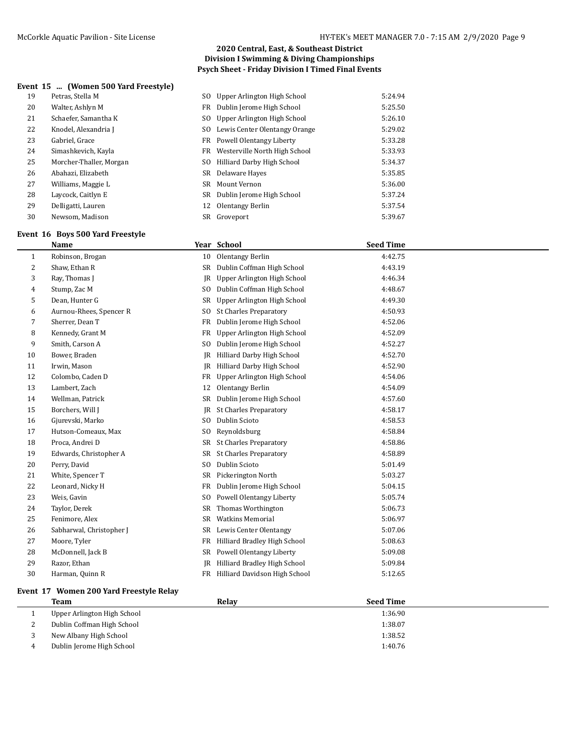## 2020 Central, East, & Southeast District
## Division I Swimming & Diving Championships
## Psych Sheet - Friday Division I Timed Final Events

### Event 15 ... (Women 500 Yard Freestyle)

| | Name | Year | School | Seed Time |
|---|---|---|---|---|
| 19 | Petras, Stella M | SO | Upper Arlington High School | 5:24.94 |
| 20 | Walter, Ashlyn M | FR | Dublin Jerome High School | 5:25.50 |
| 21 | Schaefer, Samantha K | SO | Upper Arlington High School | 5:26.10 |
| 22 | Knodel, Alexandria J | SO | Lewis Center Olentangy Orange | 5:29.02 |
| 23 | Gabriel, Grace | FR | Powell Olentangy Liberty | 5:33.28 |
| 24 | Simashkevich, Kayla | FR | Westerville North High School | 5:33.93 |
| 25 | Morcher-Thaller, Morgan | SO | Hilliard Darby High School | 5:34.37 |
| 26 | Abahazi, Elizabeth | SR | Delaware Hayes | 5:35.85 |
| 27 | Williams, Maggie L | SR | Mount Vernon | 5:36.00 |
| 28 | Laycock, Caitlyn E | SR | Dublin Jerome High School | 5:37.24 |
| 29 | Delligatti, Lauren | 12 | Olentangy Berlin | 5:37.54 |
| 30 | Newsom, Madison | SR | Groveport | 5:39.67 |

### Event 16 Boys 500 Yard Freestyle

| | Name | Year | School | Seed Time |
|---|---|---|---|---|
| 1 | Robinson, Brogan | 10 | Olentangy Berlin | 4:42.75 |
| 2 | Shaw, Ethan R | SR | Dublin Coffman High School | 4:43.19 |
| 3 | Ray, Thomas J | JR | Upper Arlington High School | 4:46.34 |
| 4 | Stump, Zac M | SO | Dublin Coffman High School | 4:48.67 |
| 5 | Dean, Hunter G | SR | Upper Arlington High School | 4:49.30 |
| 6 | Aurnou-Rhees, Spencer R | SO | St Charles Preparatory | 4:50.93 |
| 7 | Sherrer, Dean T | FR | Dublin Jerome High School | 4:52.06 |
| 8 | Kennedy, Grant M | FR | Upper Arlington High School | 4:52.09 |
| 9 | Smith, Carson A | SO | Dublin Jerome High School | 4:52.27 |
| 10 | Bower, Braden | JR | Hilliard Darby High School | 4:52.70 |
| 11 | Irwin, Mason | JR | Hilliard Darby High School | 4:52.90 |
| 12 | Colombo, Caden D | FR | Upper Arlington High School | 4:54.06 |
| 13 | Lambert, Zach | 12 | Olentangy Berlin | 4:54.09 |
| 14 | Wellman, Patrick | SR | Dublin Jerome High School | 4:57.60 |
| 15 | Borchers, Will J | JR | St Charles Preparatory | 4:58.17 |
| 16 | Gjurevski, Marko | SO | Dublin Scioto | 4:58.53 |
| 17 | Hutson-Comeaux, Max | SO | Reynoldsburg | 4:58.84 |
| 18 | Proca, Andrei D | SR | St Charles Preparatory | 4:58.86 |
| 19 | Edwards, Christopher A | SR | St Charles Preparatory | 4:58.89 |
| 20 | Perry, David | SO | Dublin Scioto | 5:01.49 |
| 21 | White, Spencer T | SR | Pickerington North | 5:03.27 |
| 22 | Leonard, Nicky H | FR | Dublin Jerome High School | 5:04.15 |
| 23 | Weis, Gavin | SO | Powell Olentangy Liberty | 5:05.74 |
| 24 | Taylor, Derek | SR | Thomas Worthington | 5:06.73 |
| 25 | Fenimore, Alex | SR | Watkins Memorial | 5:06.97 |
| 26 | Sabharwal, Christopher J | SR | Lewis Center Olentangy | 5:07.06 |
| 27 | Moore, Tyler | FR | Hilliard Bradley High School | 5:08.63 |
| 28 | McDonnell, Jack B | SR | Powell Olentangy Liberty | 5:09.08 |
| 29 | Razor, Ethan | JR | Hilliard Bradley High School | 5:09.84 |
| 30 | Harman, Quinn R | FR | Hilliard Davidson High School | 5:12.65 |

### Event 17 Women 200 Yard Freestyle Relay

| | Team | Relay | Seed Time |
|---|---|---|---|
| 1 | Upper Arlington High School | | 1:36.90 |
| 2 | Dublin Coffman High School | | 1:38.07 |
| 3 | New Albany High School | | 1:38.52 |
| 4 | Dublin Jerome High School | | 1:40.76 |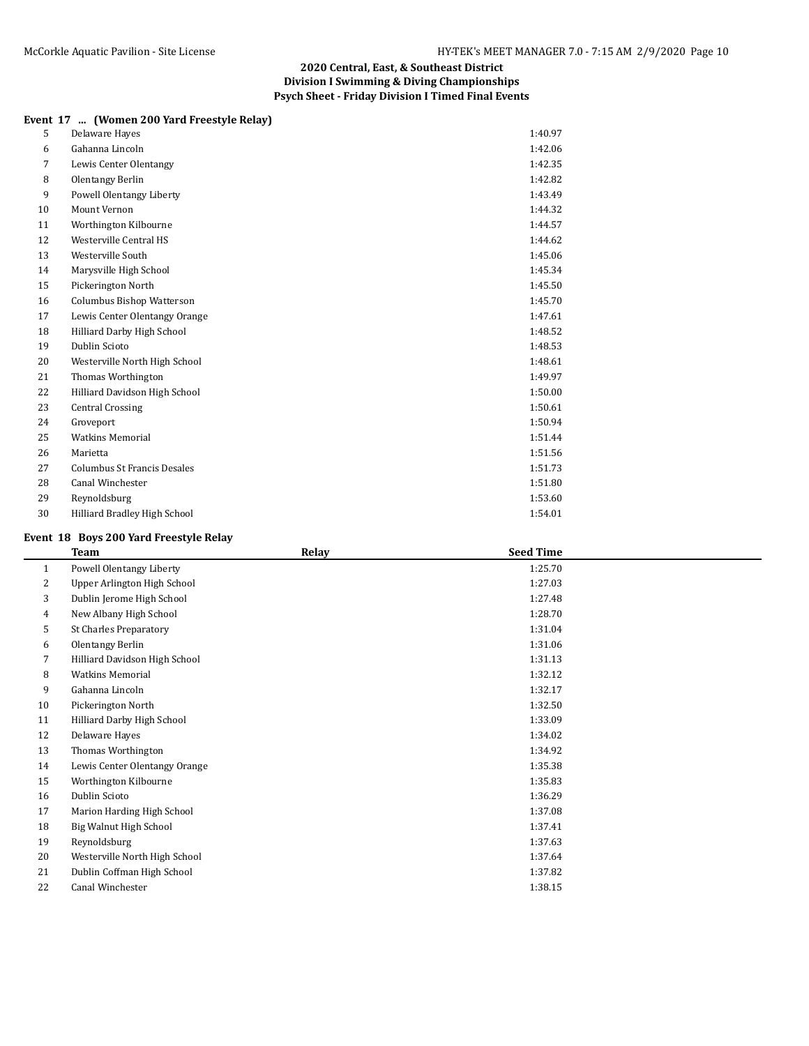## 2020 Central, East, & Southeast District
## Division I Swimming & Diving Championships
## Psych Sheet - Friday Division I Timed Final Events

### Event 17 ... (Women 200 Yard Freestyle Relay)

| | Team | Relay | Seed Time |
|---|---|---|---|
| 5 | Delaware Hayes | | 1:40.97 |
| 6 | Gahanna Lincoln | | 1:42.06 |
| 7 | Lewis Center Olentangy | | 1:42.35 |
| 8 | Olentangy Berlin | | 1:42.82 |
| 9 | Powell Olentangy Liberty | | 1:43.49 |
| 10 | Mount Vernon | | 1:44.32 |
| 11 | Worthington Kilbourne | | 1:44.57 |
| 12 | Westerville Central HS | | 1:44.62 |
| 13 | Westerville South | | 1:45.06 |
| 14 | Marysville High School | | 1:45.34 |
| 15 | Pickerington North | | 1:45.50 |
| 16 | Columbus Bishop Watterson | | 1:45.70 |
| 17 | Lewis Center Olentangy Orange | | 1:47.61 |
| 18 | Hilliard Darby High School | | 1:48.52 |
| 19 | Dublin Scioto | | 1:48.53 |
| 20 | Westerville North High School | | 1:48.61 |
| 21 | Thomas Worthington | | 1:49.97 |
| 22 | Hilliard Davidson High School | | 1:50.00 |
| 23 | Central Crossing | | 1:50.61 |
| 24 | Groveport | | 1:50.94 |
| 25 | Watkins Memorial | | 1:51.44 |
| 26 | Marietta | | 1:51.56 |
| 27 | Columbus St Francis Desales | | 1:51.73 |
| 28 | Canal Winchester | | 1:51.80 |
| 29 | Reynoldsburg | | 1:53.60 |
| 30 | Hilliard Bradley High School | | 1:54.01 |

### Event 18 Boys 200 Yard Freestyle Relay

| | Team | Relay | Seed Time |
|---|---|---|---|
| 1 | Powell Olentangy Liberty | | 1:25.70 |
| 2 | Upper Arlington High School | | 1:27.03 |
| 3 | Dublin Jerome High School | | 1:27.48 |
| 4 | New Albany High School | | 1:28.70 |
| 5 | St Charles Preparatory | | 1:31.04 |
| 6 | Olentangy Berlin | | 1:31.06 |
| 7 | Hilliard Davidson High School | | 1:31.13 |
| 8 | Watkins Memorial | | 1:32.12 |
| 9 | Gahanna Lincoln | | 1:32.17 |
| 10 | Pickerington North | | 1:32.50 |
| 11 | Hilliard Darby High School | | 1:33.09 |
| 12 | Delaware Hayes | | 1:34.02 |
| 13 | Thomas Worthington | | 1:34.92 |
| 14 | Lewis Center Olentangy Orange | | 1:35.38 |
| 15 | Worthington Kilbourne | | 1:35.83 |
| 16 | Dublin Scioto | | 1:36.29 |
| 17 | Marion Harding High School | | 1:37.08 |
| 18 | Big Walnut High School | | 1:37.41 |
| 19 | Reynoldsburg | | 1:37.63 |
| 20 | Westerville North High School | | 1:37.64 |
| 21 | Dublin Coffman High School | | 1:37.82 |
| 22 | Canal Winchester | | 1:38.15 |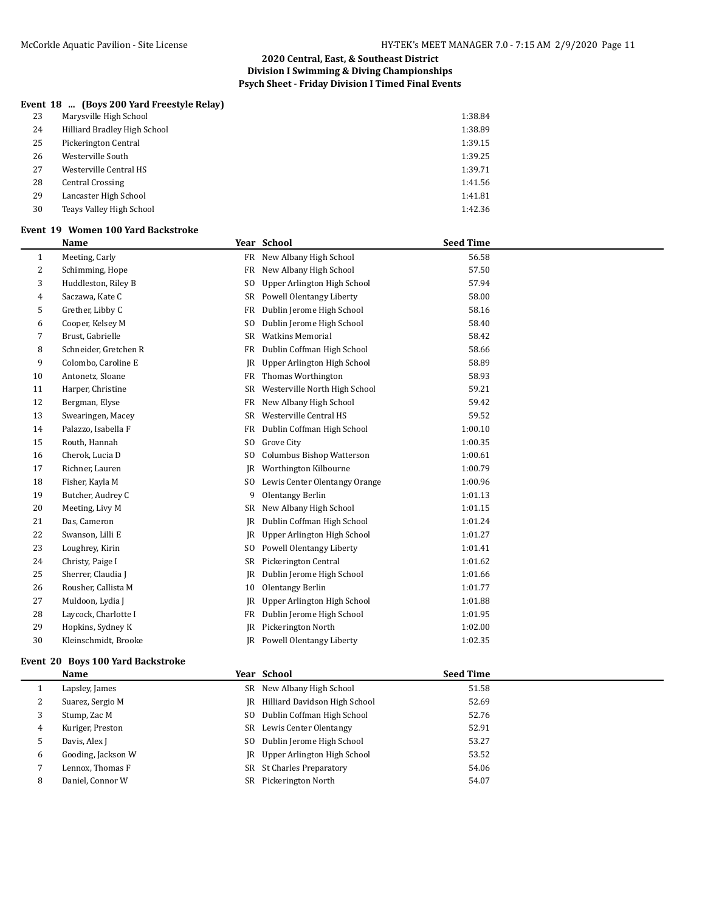# 2020 Central, East, & Southeast District
## Division I Swimming & Diving Championships
### Psych Sheet - Friday Division I Timed Final Events

**Event 18 ... (Boys 200 Yard Freestyle Relay)**

| | | |
|---|---|---|
| 23 | Marysville High School | 1:38.84 |
| 24 | Hilliard Bradley High School | 1:38.89 |
| 25 | Pickerington Central | 1:39.15 |
| 26 | Westerville South | 1:39.25 |
| 27 | Westerville Central HS | 1:39.71 |
| 28 | Central Crossing | 1:41.56 |
| 29 | Lancaster High School | 1:41.81 |
| 30 | Teays Valley High School | 1:42.36 |

**Event 19 Women 100 Yard Backstroke**

| | Name | Year | School | Seed Time |
|---|---|---|---|---|
| 1 | Meeting, Carly | FR | New Albany High School | 56.58 |
| 2 | Schimming, Hope | FR | New Albany High School | 57.50 |
| 3 | Huddleston, Riley B | SO | Upper Arlington High School | 57.94 |
| 4 | Saczawa, Kate C | SR | Powell Olentangy Liberty | 58.00 |
| 5 | Grether, Libby C | FR | Dublin Jerome High School | 58.16 |
| 6 | Cooper, Kelsey M | SO | Dublin Jerome High School | 58.40 |
| 7 | Brust, Gabrielle | SR | Watkins Memorial | 58.42 |
| 8 | Schneider, Gretchen R | FR | Dublin Coffman High School | 58.66 |
| 9 | Colombo, Caroline E | JR | Upper Arlington High School | 58.89 |
| 10 | Antonetz, Sloane | FR | Thomas Worthington | 58.93 |
| 11 | Harper, Christine | SR | Westerville North High School | 59.21 |
| 12 | Bergman, Elyse | FR | New Albany High School | 59.42 |
| 13 | Swearingen, Macey | SR | Westerville Central HS | 59.52 |
| 14 | Palazzo, Isabella F | FR | Dublin Coffman High School | 1:00.10 |
| 15 | Routh, Hannah | SO | Grove City | 1:00.35 |
| 16 | Cherok, Lucia D | SO | Columbus Bishop Watterson | 1:00.61 |
| 17 | Richner, Lauren | JR | Worthington Kilbourne | 1:00.79 |
| 18 | Fisher, Kayla M | SO | Lewis Center Olentangy Orange | 1:00.96 |
| 19 | Butcher, Audrey C | 9 | Olentangy Berlin | 1:01.13 |
| 20 | Meeting, Livy M | SR | New Albany High School | 1:01.15 |
| 21 | Das, Cameron | JR | Dublin Coffman High School | 1:01.24 |
| 22 | Swanson, Lilli E | JR | Upper Arlington High School | 1:01.27 |
| 23 | Loughrey, Kirin | SO | Powell Olentangy Liberty | 1:01.41 |
| 24 | Christy, Paige I | SR | Pickerington Central | 1:01.62 |
| 25 | Sherrer, Claudia J | JR | Dublin Jerome High School | 1:01.66 |
| 26 | Rousher, Callista M | 10 | Olentangy Berlin | 1:01.77 |
| 27 | Muldoon, Lydia J | JR | Upper Arlington High School | 1:01.88 |
| 28 | Laycock, Charlotte I | FR | Dublin Jerome High School | 1:01.95 |
| 29 | Hopkins, Sydney K | JR | Pickerington North | 1:02.00 |
| 30 | Kleinschmidt, Brooke | JR | Powell Olentangy Liberty | 1:02.35 |

**Event 20 Boys 100 Yard Backstroke**

| | Name | Year | School | Seed Time |
|---|---|---|---|---|
| 1 | Lapsley, James | SR | New Albany High School | 51.58 |
| 2 | Suarez, Sergio M | JR | Hilliard Davidson High School | 52.69 |
| 3 | Stump, Zac M | SO | Dublin Coffman High School | 52.76 |
| 4 | Kuriger, Preston | SR | Lewis Center Olentangy | 52.91 |
| 5 | Davis, Alex J | SO | Dublin Jerome High School | 53.27 |
| 6 | Gooding, Jackson W | JR | Upper Arlington High School | 53.52 |
| 7 | Lennox, Thomas F | SR | St Charles Preparatory | 54.06 |
| 8 | Daniel, Connor W | SR | Pickerington North | 54.07 |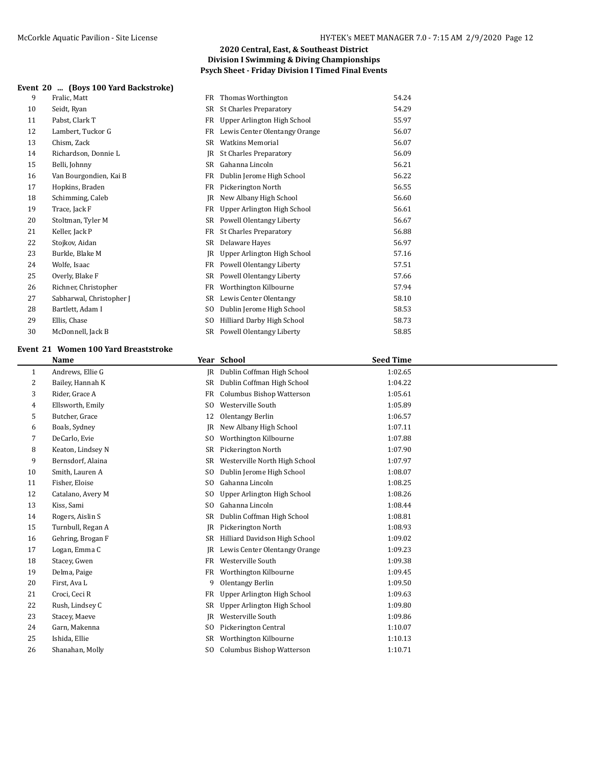## 2020 Central, East, & Southeast District
## Division I Swimming & Diving Championships
## Psych Sheet - Friday Division I Timed Final Events

### Event 20 ... (Boys 100 Yard Backstroke)

| | Name | Year | School | Seed Time |
|---|---|---|---|---|
| 9 | Fralic, Matt | FR | Thomas Worthington | 54.24 |
| 10 | Seidt, Ryan | SR | St Charles Preparatory | 54.29 |
| 11 | Pabst, Clark T | FR | Upper Arlington High School | 55.97 |
| 12 | Lambert, Tuckor G | FR | Lewis Center Olentangy Orange | 56.07 |
| 13 | Chism, Zack | SR | Watkins Memorial | 56.07 |
| 14 | Richardson, Donnie L | JR | St Charles Preparatory | 56.09 |
| 15 | Belli, Johnny | SR | Gahanna Lincoln | 56.21 |
| 16 | Van Bourgondien, Kai B | FR | Dublin Jerome High School | 56.22 |
| 17 | Hopkins, Braden | FR | Pickerington North | 56.55 |
| 18 | Schimming, Caleb | JR | New Albany High School | 56.60 |
| 19 | Trace, Jack F | FR | Upper Arlington High School | 56.61 |
| 20 | Stoltman, Tyler M | SR | Powell Olentangy Liberty | 56.67 |
| 21 | Keller, Jack P | FR | St Charles Preparatory | 56.88 |
| 22 | Stojkov, Aidan | SR | Delaware Hayes | 56.97 |
| 23 | Burkle, Blake M | JR | Upper Arlington High School | 57.16 |
| 24 | Wolfe, Isaac | FR | Powell Olentangy Liberty | 57.51 |
| 25 | Overly, Blake F | SR | Powell Olentangy Liberty | 57.66 |
| 26 | Richner, Christopher | FR | Worthington Kilbourne | 57.94 |
| 27 | Sabharwal, Christopher J | SR | Lewis Center Olentangy | 58.10 |
| 28 | Bartlett, Adam I | SO | Dublin Jerome High School | 58.53 |
| 29 | Ellis, Chase | SO | Hilliard Darby High School | 58.73 |
| 30 | McDonnell, Jack B | SR | Powell Olentangy Liberty | 58.85 |

### Event 21 Women 100 Yard Breaststroke

| | Name | Year | School | Seed Time |
|---|---|---|---|---|
| 1 | Andrews, Ellie G | JR | Dublin Coffman High School | 1:02.65 |
| 2 | Bailey, Hannah K | SR | Dublin Coffman High School | 1:04.22 |
| 3 | Rider, Grace A | FR | Columbus Bishop Watterson | 1:05.61 |
| 4 | Ellsworth, Emily | SO | Westerville South | 1:05.89 |
| 5 | Butcher, Grace | 12 | Olentangy Berlin | 1:06.57 |
| 6 | Boals, Sydney | JR | New Albany High School | 1:07.11 |
| 7 | DeCarlo, Evie | SO | Worthington Kilbourne | 1:07.88 |
| 8 | Keaton, Lindsey N | SR | Pickerington North | 1:07.90 |
| 9 | Bernsdorf, Alaina | SR | Westerville North High School | 1:07.97 |
| 10 | Smith, Lauren A | SO | Dublin Jerome High School | 1:08.07 |
| 11 | Fisher, Eloise | SO | Gahanna Lincoln | 1:08.25 |
| 12 | Catalano, Avery M | SO | Upper Arlington High School | 1:08.26 |
| 13 | Kiss, Sami | SO | Gahanna Lincoln | 1:08.44 |
| 14 | Rogers, Aislin S | SR | Dublin Coffman High School | 1:08.81 |
| 15 | Turnbull, Regan A | JR | Pickerington North | 1:08.93 |
| 16 | Gehring, Brogan F | SR | Hilliard Davidson High School | 1:09.02 |
| 17 | Logan, Emma C | JR | Lewis Center Olentangy Orange | 1:09.23 |
| 18 | Stacey, Gwen | FR | Westerville South | 1:09.38 |
| 19 | Delma, Paige | FR | Worthington Kilbourne | 1:09.45 |
| 20 | First, Ava L | 9 | Olentangy Berlin | 1:09.50 |
| 21 | Croci, Ceci R | FR | Upper Arlington High School | 1:09.63 |
| 22 | Rush, Lindsey C | SR | Upper Arlington High School | 1:09.80 |
| 23 | Stacey, Maeve | JR | Westerville South | 1:09.86 |
| 24 | Garn, Makenna | SO | Pickerington Central | 1:10.07 |
| 25 | Ishida, Ellie | SR | Worthington Kilbourne | 1:10.13 |
| 26 | Shanahan, Molly | SO | Columbus Bishop Watterson | 1:10.71 |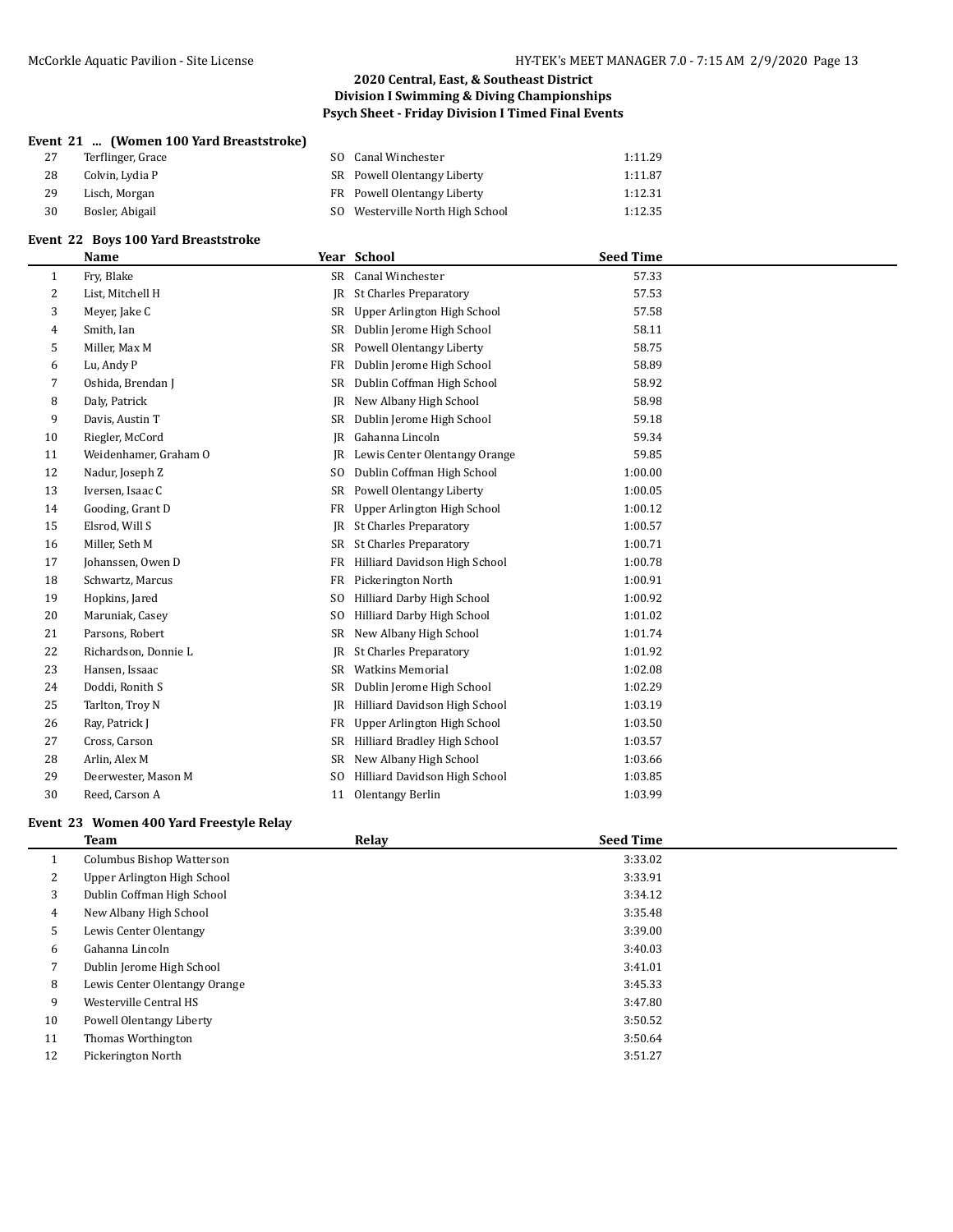# 2020 Central, East, & Southeast District
# Division I Swimming & Diving Championships
## Psych Sheet - Friday Division I Timed Final Events

### Event 21 ... (Women 100 Yard Breaststroke)

| | Name | Year | School | Seed Time |
|---|---|---|---|---|
| 27 | Terflinger, Grace | SO | Canal Winchester | 1:11.29 |
| 28 | Colvin, Lydia P | SR | Powell Olentangy Liberty | 1:11.87 |
| 29 | Lisch, Morgan | FR | Powell Olentangy Liberty | 1:12.31 |
| 30 | Bosler, Abigail | SO | Westerville North High School | 1:12.35 |

### Event 22 Boys 100 Yard Breaststroke

| | Name | Year | School | Seed Time |
|---|---|---|---|---|
| 1 | Fry, Blake | SR | Canal Winchester | 57.33 |
| 2 | List, Mitchell H | JR | St Charles Preparatory | 57.53 |
| 3 | Meyer, Jake C | SR | Upper Arlington High School | 57.58 |
| 4 | Smith, Ian | SR | Dublin Jerome High School | 58.11 |
| 5 | Miller, Max M | SR | Powell Olentangy Liberty | 58.75 |
| 6 | Lu, Andy P | FR | Dublin Jerome High School | 58.89 |
| 7 | Oshida, Brendan J | SR | Dublin Coffman High School | 58.92 |
| 8 | Daly, Patrick | JR | New Albany High School | 58.98 |
| 9 | Davis, Austin T | SR | Dublin Jerome High School | 59.18 |
| 10 | Riegler, McCord | JR | Gahanna Lincoln | 59.34 |
| 11 | Weidenhamer, Graham O | JR | Lewis Center Olentangy Orange | 59.85 |
| 12 | Nadur, Joseph Z | SO | Dublin Coffman High School | 1:00.00 |
| 13 | Iversen, Isaac C | SR | Powell Olentangy Liberty | 1:00.05 |
| 14 | Gooding, Grant D | FR | Upper Arlington High School | 1:00.12 |
| 15 | Elsrod, Will S | JR | St Charles Preparatory | 1:00.57 |
| 16 | Miller, Seth M | SR | St Charles Preparatory | 1:00.71 |
| 17 | Johanssen, Owen D | FR | Hilliard Davidson High School | 1:00.78 |
| 18 | Schwartz, Marcus | FR | Pickerington North | 1:00.91 |
| 19 | Hopkins, Jared | SO | Hilliard Darby High School | 1:00.92 |
| 20 | Maruniak, Casey | SO | Hilliard Darby High School | 1:01.02 |
| 21 | Parsons, Robert | SR | New Albany High School | 1:01.74 |
| 22 | Richardson, Donnie L | JR | St Charles Preparatory | 1:01.92 |
| 23 | Hansen, Issaac | SR | Watkins Memorial | 1:02.08 |
| 24 | Doddi, Ronith S | SR | Dublin Jerome High School | 1:02.29 |
| 25 | Tarlton, Troy N | JR | Hilliard Davidson High School | 1:03.19 |
| 26 | Ray, Patrick J | FR | Upper Arlington High School | 1:03.50 |
| 27 | Cross, Carson | SR | Hilliard Bradley High School | 1:03.57 |
| 28 | Arlin, Alex M | SR | New Albany High School | 1:03.66 |
| 29 | Deerwester, Mason M | SO | Hilliard Davidson High School | 1:03.85 |
| 30 | Reed, Carson A | 11 | Olentangy Berlin | 1:03.99 |

### Event 23 Women 400 Yard Freestyle Relay

| | Team | Relay | Seed Time |
|---|---|---|---|
| 1 | Columbus Bishop Watterson | | 3:33.02 |
| 2 | Upper Arlington High School | | 3:33.91 |
| 3 | Dublin Coffman High School | | 3:34.12 |
| 4 | New Albany High School | | 3:35.48 |
| 5 | Lewis Center Olentangy | | 3:39.00 |
| 6 | Gahanna Lincoln | | 3:40.03 |
| 7 | Dublin Jerome High School | | 3:41.01 |
| 8 | Lewis Center Olentangy Orange | | 3:45.33 |
| 9 | Westerville Central HS | | 3:47.80 |
| 10 | Powell Olentangy Liberty | | 3:50.52 |
| 11 | Thomas Worthington | | 3:50.64 |
| 12 | Pickerington North | | 3:51.27 |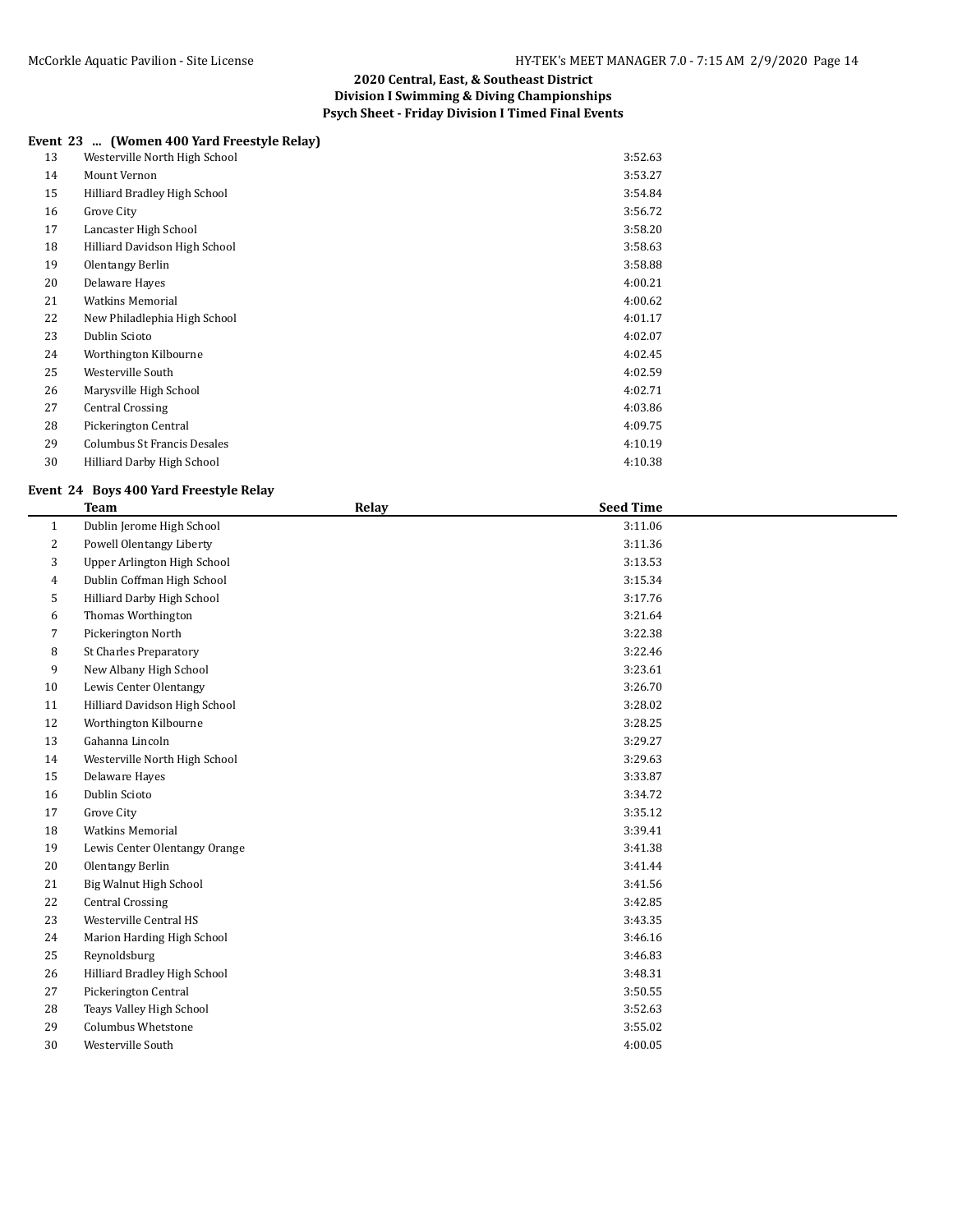## 2020 Central, East, & Southeast District
## Division I Swimming & Diving Championships
## Psych Sheet - Friday Division I Timed Final Events

### Event 23 ... (Women 400 Yard Freestyle Relay)

| | Team | Relay | Seed Time |
|---|---|---|---|
| 13 | Westerville North High School | | 3:52.63 |
| 14 | Mount Vernon | | 3:53.27 |
| 15 | Hilliard Bradley High School | | 3:54.84 |
| 16 | Grove City | | 3:56.72 |
| 17 | Lancaster High School | | 3:58.20 |
| 18 | Hilliard Davidson High School | | 3:58.63 |
| 19 | Olentangy Berlin | | 3:58.88 |
| 20 | Delaware Hayes | | 4:00.21 |
| 21 | Watkins Memorial | | 4:00.62 |
| 22 | New Philadlephia High School | | 4:01.17 |
| 23 | Dublin Scioto | | 4:02.07 |
| 24 | Worthington Kilbourne | | 4:02.45 |
| 25 | Westerville South | | 4:02.59 |
| 26 | Marysville High School | | 4:02.71 |
| 27 | Central Crossing | | 4:03.86 |
| 28 | Pickerington Central | | 4:09.75 |
| 29 | Columbus St Francis Desales | | 4:10.19 |
| 30 | Hilliard Darby High School | | 4:10.38 |

### Event 24 Boys 400 Yard Freestyle Relay

| | Team | Relay | Seed Time |
|---|---|---|---|
| 1 | Dublin Jerome High School | | 3:11.06 |
| 2 | Powell Olentangy Liberty | | 3:11.36 |
| 3 | Upper Arlington High School | | 3:13.53 |
| 4 | Dublin Coffman High School | | 3:15.34 |
| 5 | Hilliard Darby High School | | 3:17.76 |
| 6 | Thomas Worthington | | 3:21.64 |
| 7 | Pickerington North | | 3:22.38 |
| 8 | St Charles Preparatory | | 3:22.46 |
| 9 | New Albany High School | | 3:23.61 |
| 10 | Lewis Center Olentangy | | 3:26.70 |
| 11 | Hilliard Davidson High School | | 3:28.02 |
| 12 | Worthington Kilbourne | | 3:28.25 |
| 13 | Gahanna Lincoln | | 3:29.27 |
| 14 | Westerville North High School | | 3:29.63 |
| 15 | Delaware Hayes | | 3:33.87 |
| 16 | Dublin Scioto | | 3:34.72 |
| 17 | Grove City | | 3:35.12 |
| 18 | Watkins Memorial | | 3:39.41 |
| 19 | Lewis Center Olentangy Orange | | 3:41.38 |
| 20 | Olentangy Berlin | | 3:41.44 |
| 21 | Big Walnut High School | | 3:41.56 |
| 22 | Central Crossing | | 3:42.85 |
| 23 | Westerville Central HS | | 3:43.35 |
| 24 | Marion Harding High School | | 3:46.16 |
| 25 | Reynoldsburg | | 3:46.83 |
| 26 | Hilliard Bradley High School | | 3:48.31 |
| 27 | Pickerington Central | | 3:50.55 |
| 28 | Teays Valley High School | | 3:52.63 |
| 29 | Columbus Whetstone | | 3:55.02 |
| 30 | Westerville South | | 4:00.05 |